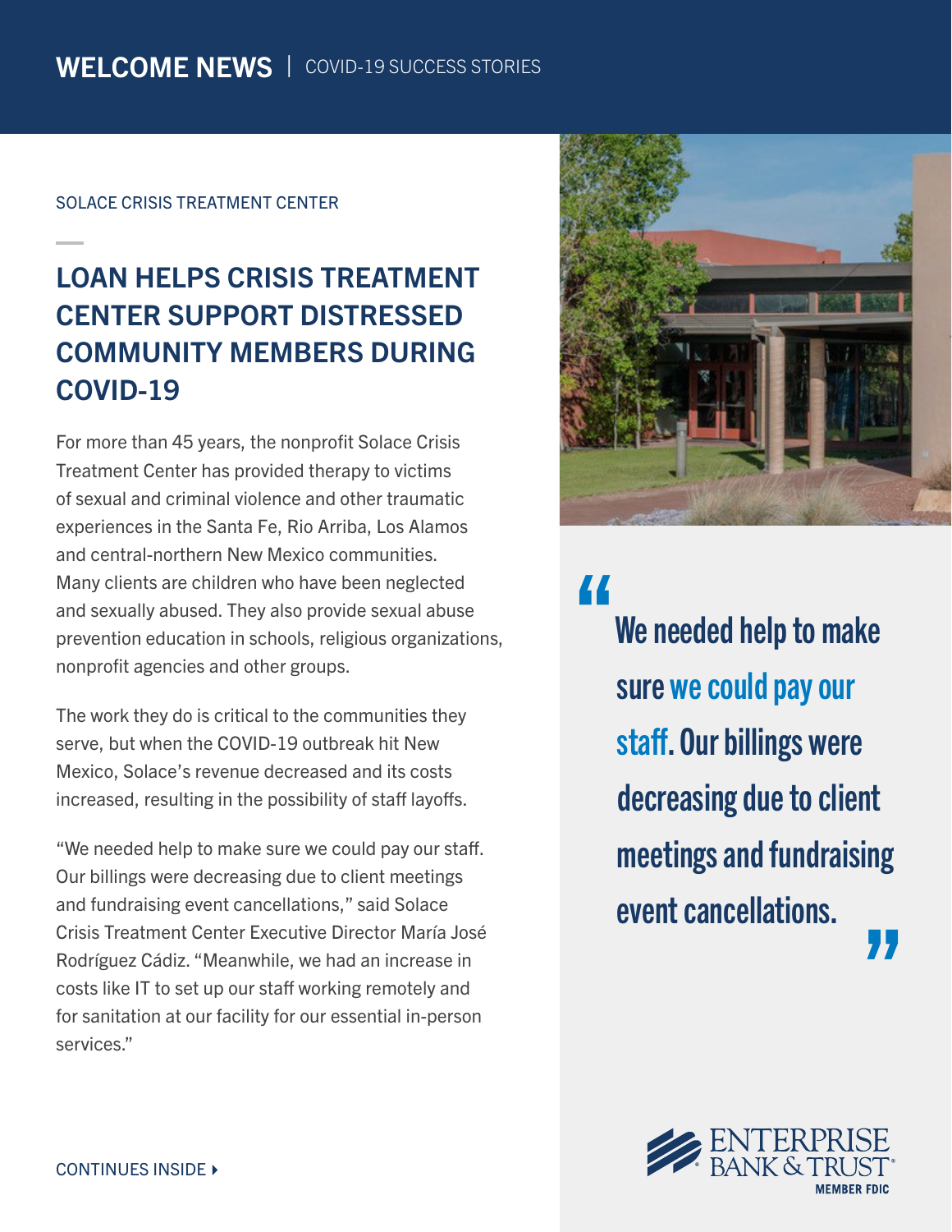**WELCOME NEWS** | COVID-19 SUCCESS STORIES

SOLACE CRISIS TREATMENT CENTER

# LOAN HELPS CRISIS TREATMENT CENTER SUPPORT DISTRESSED COMMUNITY MEMBERS DURING COVID-19

For more than 45 years, the nonprofit Solace Crisis Treatment Center has provided therapy to victims of sexual and criminal violence and other traumatic experiences in the Santa Fe, Rio Arriba, Los Alamos and central-northern New Mexico communities. Many clients are children who have been neglected and sexually abused. They also provide sexual abuse prevention education in schools, religious organizations, nonprofit agencies and other groups.

The work they do is critical to the communities they serve, but when the COVID-19 outbreak hit New Mexico, Solace's revenue decreased and its costs increased, resulting in the possibility of staff layoffs.

"We needed help to make sure we could pay our staff. Our billings were decreasing due to client meetings and fundraising event cancellations," said Solace Crisis Treatment Center Executive Director María José Rodríguez Cádiz. "Meanwhile, we had an increase in costs like IT to set up our staff working remotely and for sanitation at our facility for our essential in-person services."

CONTINUES INSIDE ▸

> "We needed help to make sure we could pay our staff. Our billings were decreasing due to client meetings and fundraising event cancellations."

ENTERPRISE BANK & TRUST
MEMBER FDIC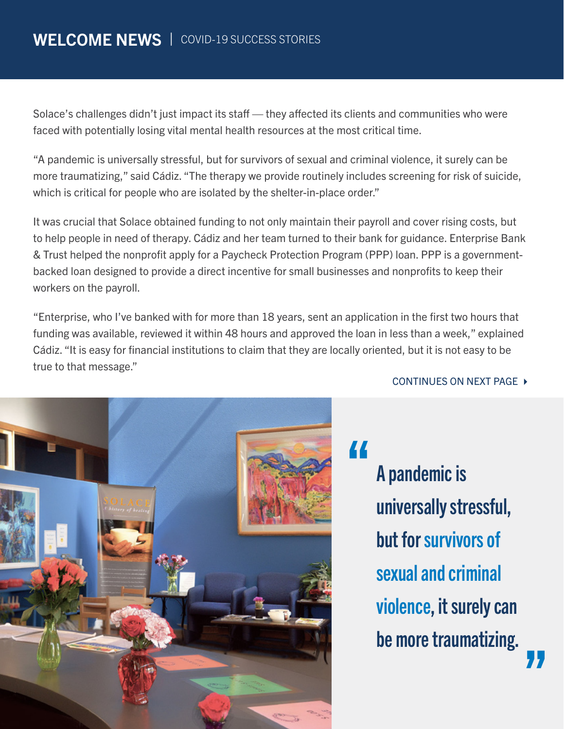Solace's challenges didn't just impact its staff — they affected its clients and communities who were faced with potentially losing vital mental health resources at the most critical time.

"A pandemic is universally stressful, but for survivors of sexual and criminal violence, it surely can be more traumatizing," said Cádiz. "The therapy we provide routinely includes screening for risk of suicide, which is critical for people who are isolated by the shelter-in-place order."

It was crucial that Solace obtained funding to not only maintain their payroll and cover rising costs, but to help people in need of therapy. Cádiz and her team turned to their bank for guidance. Enterprise Bank & Trust helped the nonprofit apply for a Paycheck Protection Program (PPP) loan. PPP is a government-backed loan designed to provide a direct incentive for small businesses and nonprofits to keep their workers on the payroll.

"Enterprise, who I've banked with for more than 18 years, sent an application in the first two hours that funding was available, reviewed it within 48 hours and approved the loan in less than a week," explained Cádiz. "It is easy for financial institutions to claim that they are locally oriented, but it is not easy to be true to that message."

CONTINUES ON NEXT PAGE ▸

> "A pandemic is universally stressful, but for survivors of sexual and criminal violence, it surely can be more traumatizing."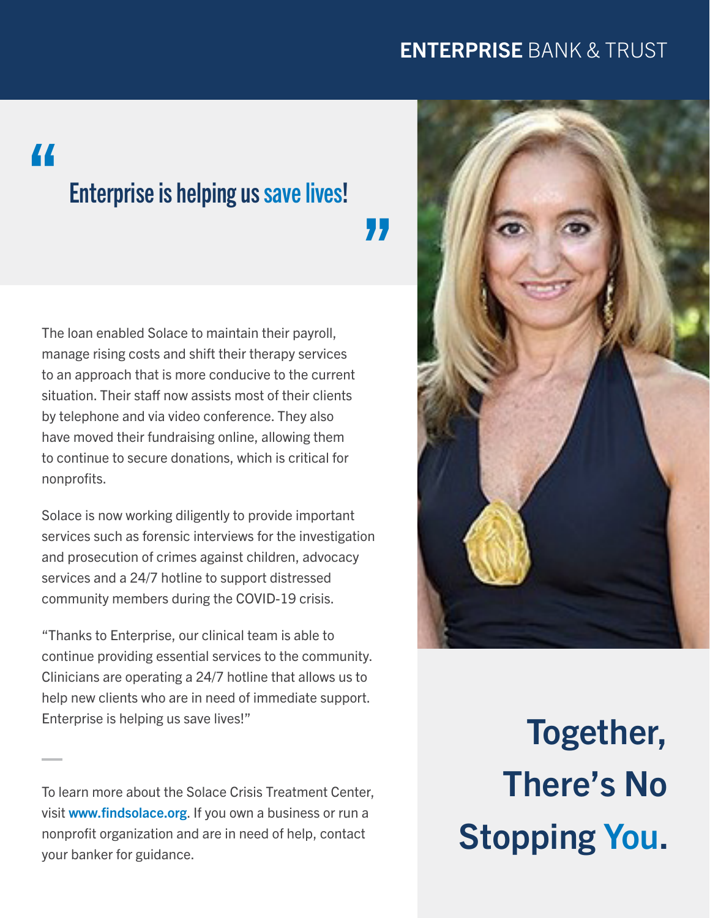**ENTERPRISE** BANK & TRUST

## "Enterprise is helping us save lives!"

The loan enabled Solace to maintain their payroll, manage rising costs and shift their therapy services to an approach that is more conducive to the current situation. Their staff now assists most of their clients by telephone and via video conference. They also have moved their fundraising online, allowing them to continue to secure donations, which is critical for nonprofits.

Solace is now working diligently to provide important services such as forensic interviews for the investigation and prosecution of crimes against children, advocacy services and a 24/7 hotline to support distressed community members during the COVID-19 crisis.

"Thanks to Enterprise, our clinical team is able to continue providing essential services to the community. Clinicians are operating a 24/7 hotline that allows us to help new clients who are in need of immediate support. Enterprise is helping us save lives!"

---

To learn more about the Solace Crisis Treatment Center, visit **www.findsolace.org**. If you own a business or run a nonprofit organization and are in need of help, contact your banker for guidance.

# Together, There's No Stopping You.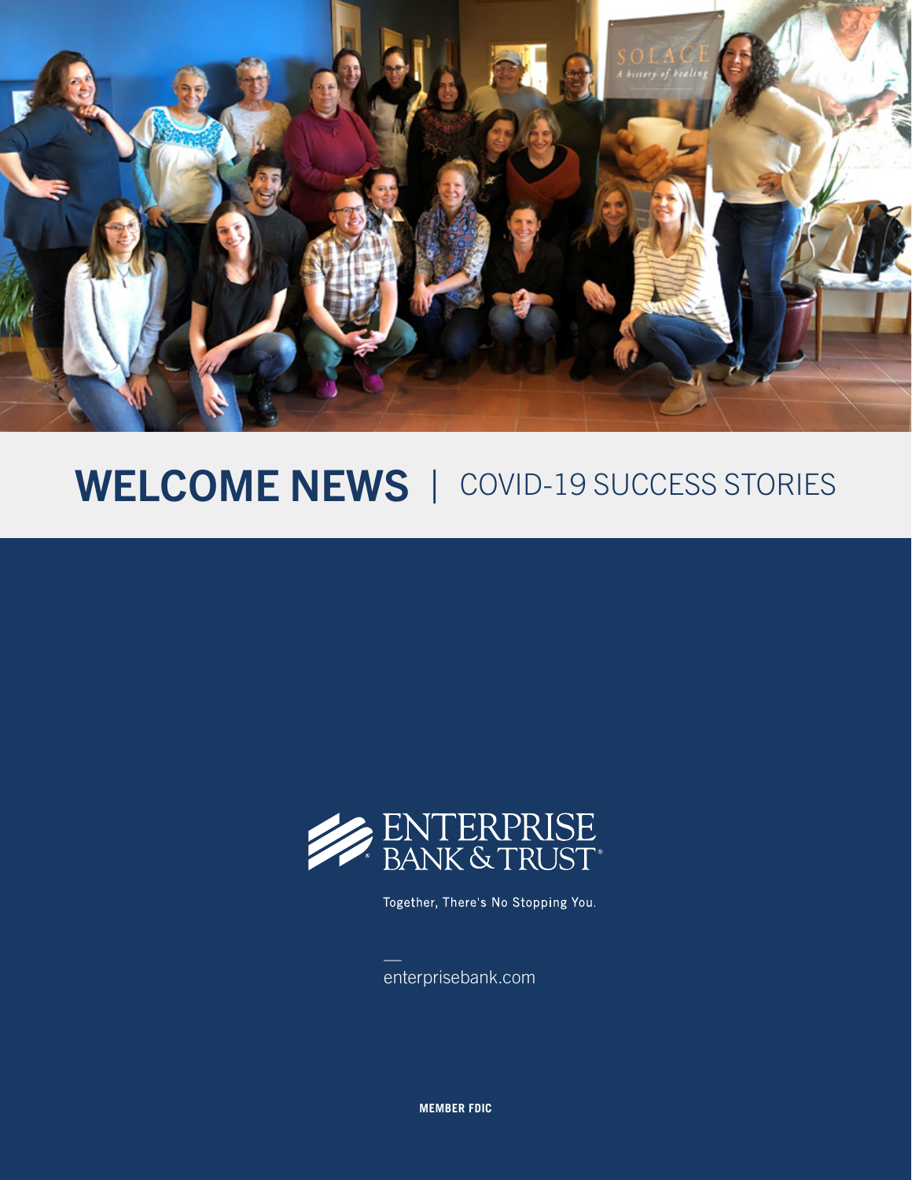**WELCOME NEWS** | COVID-19 SUCCESS STORIES

ENTERPRISE BANK & TRUST

Together, There's No Stopping You.

—
enterprisebank.com

**MEMBER FDIC**